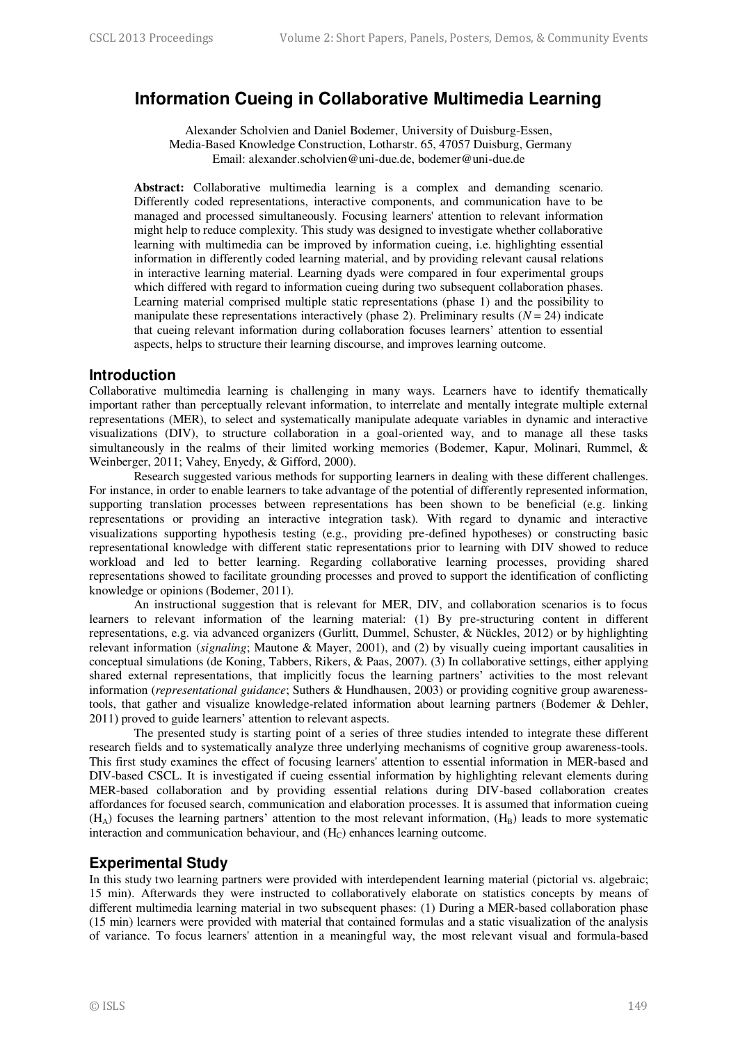# Information Cueing in Collaborative Multimedia Learning

Alexander Scholvien and Daniel Bodemer, University of Duisburg-Essen,
Media-Based Knowledge Construction, Lotharstr. 65, 47057 Duisburg, Germany
Email: alexander.scholvien@uni-due.de, bodemer@uni-due.de

**Abstract:** Collaborative multimedia learning is a complex and demanding scenario. Differently coded representations, interactive components, and communication have to be managed and processed simultaneously. Focusing learners' attention to relevant information might help to reduce complexity. This study was designed to investigate whether collaborative learning with multimedia can be improved by information cueing, i.e. highlighting essential information in differently coded learning material, and by providing relevant causal relations in interactive learning material. Learning dyads were compared in four experimental groups which differed with regard to information cueing during two subsequent collaboration phases. Learning material comprised multiple static representations (phase 1) and the possibility to manipulate these representations interactively (phase 2). Preliminary results ($N = 24$) indicate that cueing relevant information during collaboration focuses learners' attention to essential aspects, helps to structure their learning discourse, and improves learning outcome.

## Introduction

Collaborative multimedia learning is challenging in many ways. Learners have to identify thematically important rather than perceptually relevant information, to interrelate and mentally integrate multiple external representations (MER), to select and systematically manipulate adequate variables in dynamic and interactive visualizations (DIV), to structure collaboration in a goal-oriented way, and to manage all these tasks simultaneously in the realms of their limited working memories (Bodemer, Kapur, Molinari, Rummel, & Weinberger, 2011; Vahey, Enyedy, & Gifford, 2000).

Research suggested various methods for supporting learners in dealing with these different challenges. For instance, in order to enable learners to take advantage of the potential of differently represented information, supporting translation processes between representations has been shown to be beneficial (e.g. linking representations or providing an interactive integration task). With regard to dynamic and interactive visualizations supporting hypothesis testing (e.g., providing pre-defined hypotheses) or constructing basic representational knowledge with different static representations prior to learning with DIV showed to reduce workload and led to better learning. Regarding collaborative learning processes, providing shared representations showed to facilitate grounding processes and proved to support the identification of conflicting knowledge or opinions (Bodemer, 2011).

An instructional suggestion that is relevant for MER, DIV, and collaboration scenarios is to focus learners to relevant information of the learning material: (1) By pre-structuring content in different representations, e.g. via advanced organizers (Gurlitt, Dummel, Schuster, & Nückles, 2012) or by highlighting relevant information (*signaling*; Mautone & Mayer, 2001), and (2) by visually cueing important causalities in conceptual simulations (de Koning, Tabbers, Rikers, & Paas, 2007). (3) In collaborative settings, either applying shared external representations, that implicitly focus the learning partners' activities to the most relevant information (*representational guidance*; Suthers & Hundhausen, 2003) or providing cognitive group awareness-tools, that gather and visualize knowledge-related information about learning partners (Bodemer & Dehler, 2011) proved to guide learners' attention to relevant aspects.

The presented study is starting point of a series of three studies intended to integrate these different research fields and to systematically analyze three underlying mechanisms of cognitive group awareness-tools. This first study examines the effect of focusing learners' attention to essential information in MER-based and DIV-based CSCL. It is investigated if cueing essential information by highlighting relevant elements during MER-based collaboration and by providing essential relations during DIV-based collaboration creates affordances for focused search, communication and elaboration processes. It is assumed that information cueing ($H_A$) focuses the learning partners' attention to the most relevant information, ($H_B$) leads to more systematic interaction and communication behaviour, and ($H_C$) enhances learning outcome.

## Experimental Study

In this study two learning partners were provided with interdependent learning material (pictorial vs. algebraic; 15 min). Afterwards they were instructed to collaboratively elaborate on statistics concepts by means of different multimedia learning material in two subsequent phases: (1) During a MER-based collaboration phase (15 min) learners were provided with material that contained formulas and a static visualization of the analysis of variance. To focus learners' attention in a meaningful way, the most relevant visual and formula-based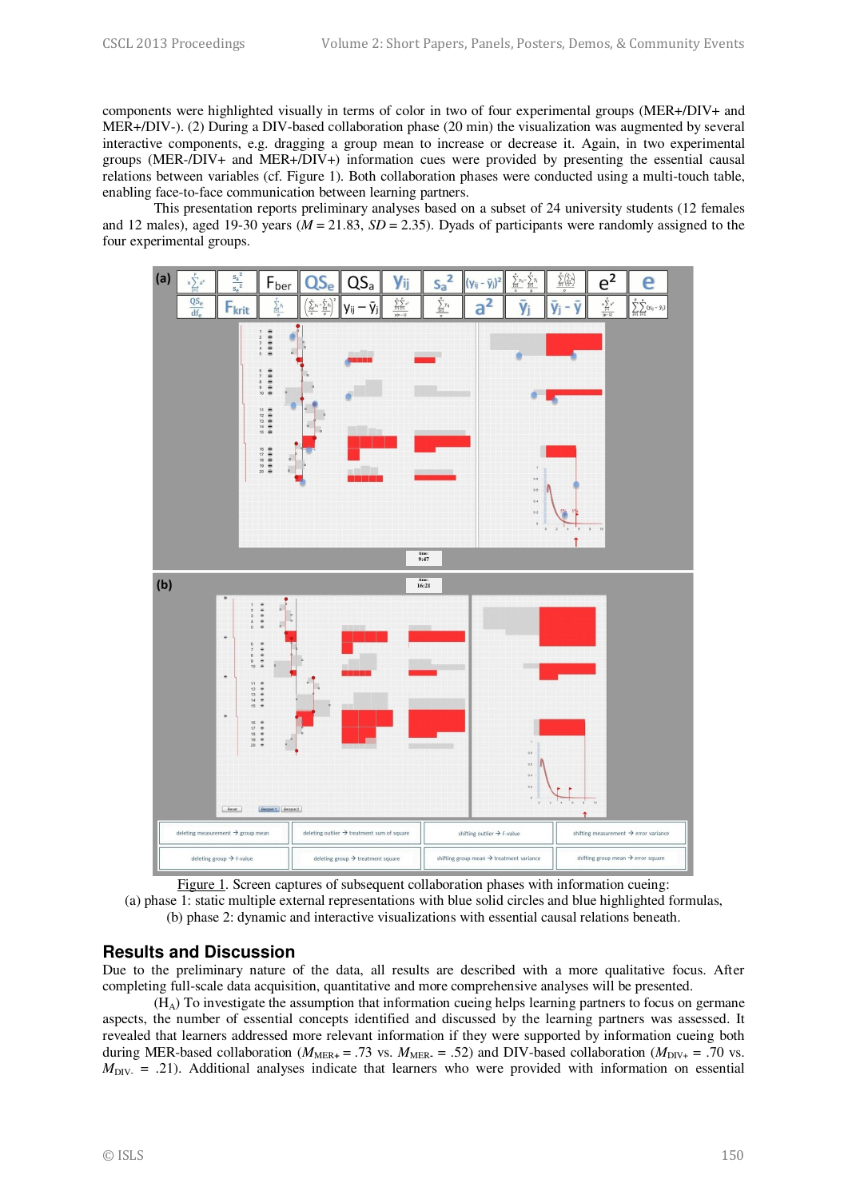components were highlighted visually in terms of color in two of four experimental groups (MER+/DIV+ and MER+/DIV-). (2) During a DIV-based collaboration phase (20 min) the visualization was augmented by several interactive components, e.g. dragging a group mean to increase or decrease it. Again, in two experimental groups (MER-/DIV+ and MER+/DIV+) information cues were provided by presenting the essential causal relations between variables (cf. Figure 1). Both collaboration phases were conducted using a multi-touch table, enabling face-to-face communication between learning partners.

This presentation reports preliminary analyses based on a subset of 24 university students (12 females and 12 males), aged 19-30 years ($M$ = 21.83, $SD$ = 2.35). Dyads of participants were randomly assigned to the four experimental groups.

Figure 1. Screen captures of subsequent collaboration phases with information cueing: (a) phase 1: static multiple external representations with blue solid circles and blue highlighted formulas, (b) phase 2: dynamic and interactive visualizations with essential causal relations beneath.

## Results and Discussion

Due to the preliminary nature of the data, all results are described with a more qualitative focus. After completing full-scale data acquisition, quantitative and more comprehensive analyses will be presented.

($H_A$) To investigate the assumption that information cueing helps learning partners to focus on germane aspects, the number of essential concepts identified and discussed by the learning partners was assessed. It revealed that learners addressed more relevant information if they were supported by information cueing both during MER-based collaboration ($M_{MER+}$ = .73 vs. $M_{MER-}$ = .52) and DIV-based collaboration ($M_{DIV+}$ = .70 vs. $M_{DIV-}$ = .21). Additional analyses indicate that learners who were provided with information on essential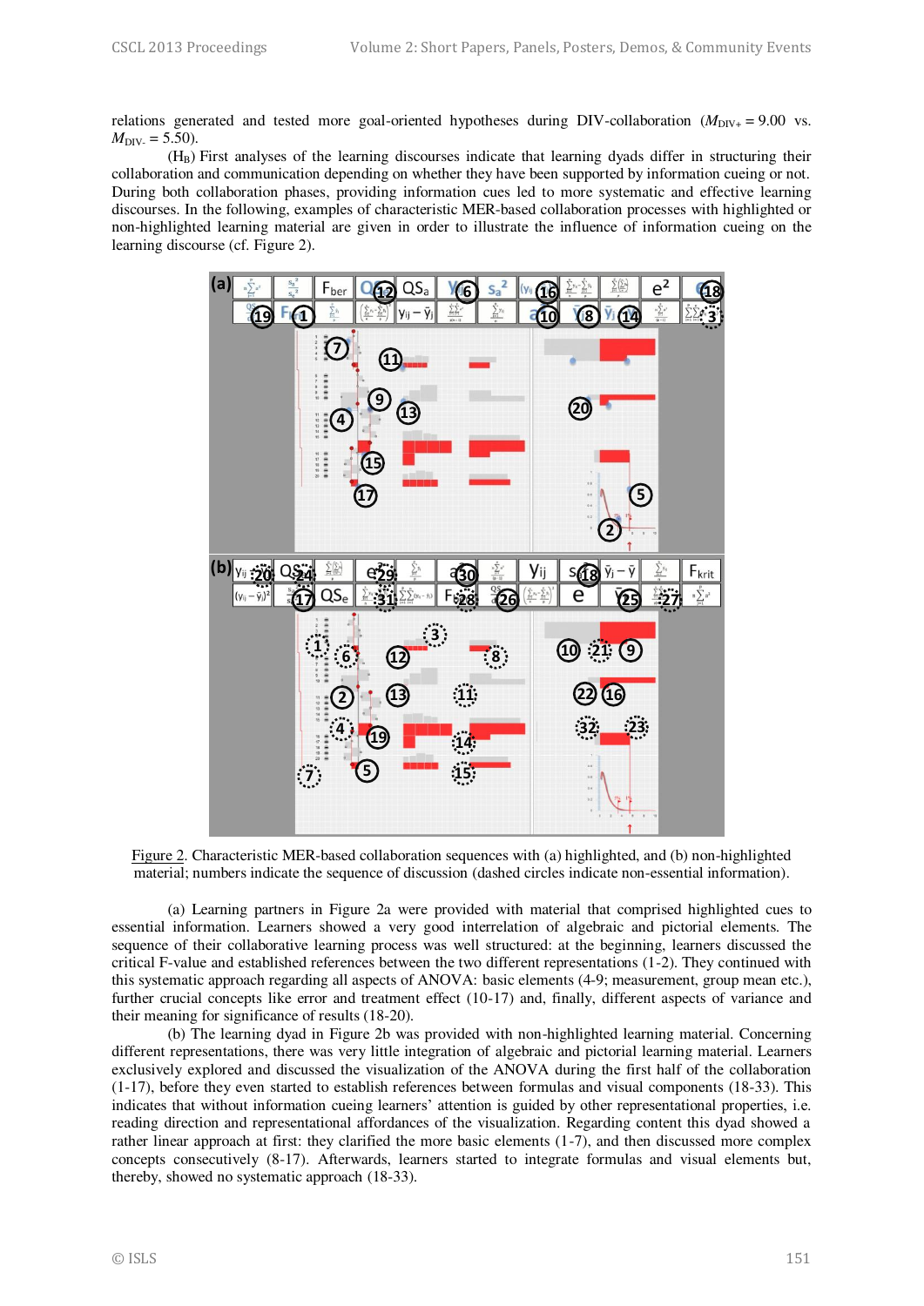relations generated and tested more goal-oriented hypotheses during DIV-collaboration ($M_{DIV+} = 9.00$ vs. $M_{DIV-} = 5.50$).

($H_B$) First analyses of the learning discourses indicate that learning dyads differ in structuring their collaboration and communication depending on whether they have been supported by information cueing or not. During both collaboration phases, providing information cues led to more systematic and effective learning discourses. In the following, examples of characteristic MER-based collaboration processes with highlighted or non-highlighted learning material are given in order to illustrate the influence of information cueing on the learning discourse (cf. Figure 2).

Figure 2. Characteristic MER-based collaboration sequences with (a) highlighted, and (b) non-highlighted material; numbers indicate the sequence of discussion (dashed circles indicate non-essential information).

(a) Learning partners in Figure 2a were provided with material that comprised highlighted cues to essential information. Learners showed a very good interrelation of algebraic and pictorial elements. The sequence of their collaborative learning process was well structured: at the beginning, learners discussed the critical F-value and established references between the two different representations (1-2). They continued with this systematic approach regarding all aspects of ANOVA: basic elements (4-9; measurement, group mean etc.), further crucial concepts like error and treatment effect (10-17) and, finally, different aspects of variance and their meaning for significance of results (18-20).

(b) The learning dyad in Figure 2b was provided with non-highlighted learning material. Concerning different representations, there was very little integration of algebraic and pictorial learning material. Learners exclusively explored and discussed the visualization of the ANOVA during the first half of the collaboration (1-17), before they even started to establish references between formulas and visual components (18-33). This indicates that without information cueing learners' attention is guided by other representational properties, i.e. reading direction and representational affordances of the visualization. Regarding content this dyad showed a rather linear approach at first: they clarified the more basic elements (1-7), and then discussed more complex concepts consecutively (8-17). Afterwards, learners started to integrate formulas and visual elements but, thereby, showed no systematic approach (18-33).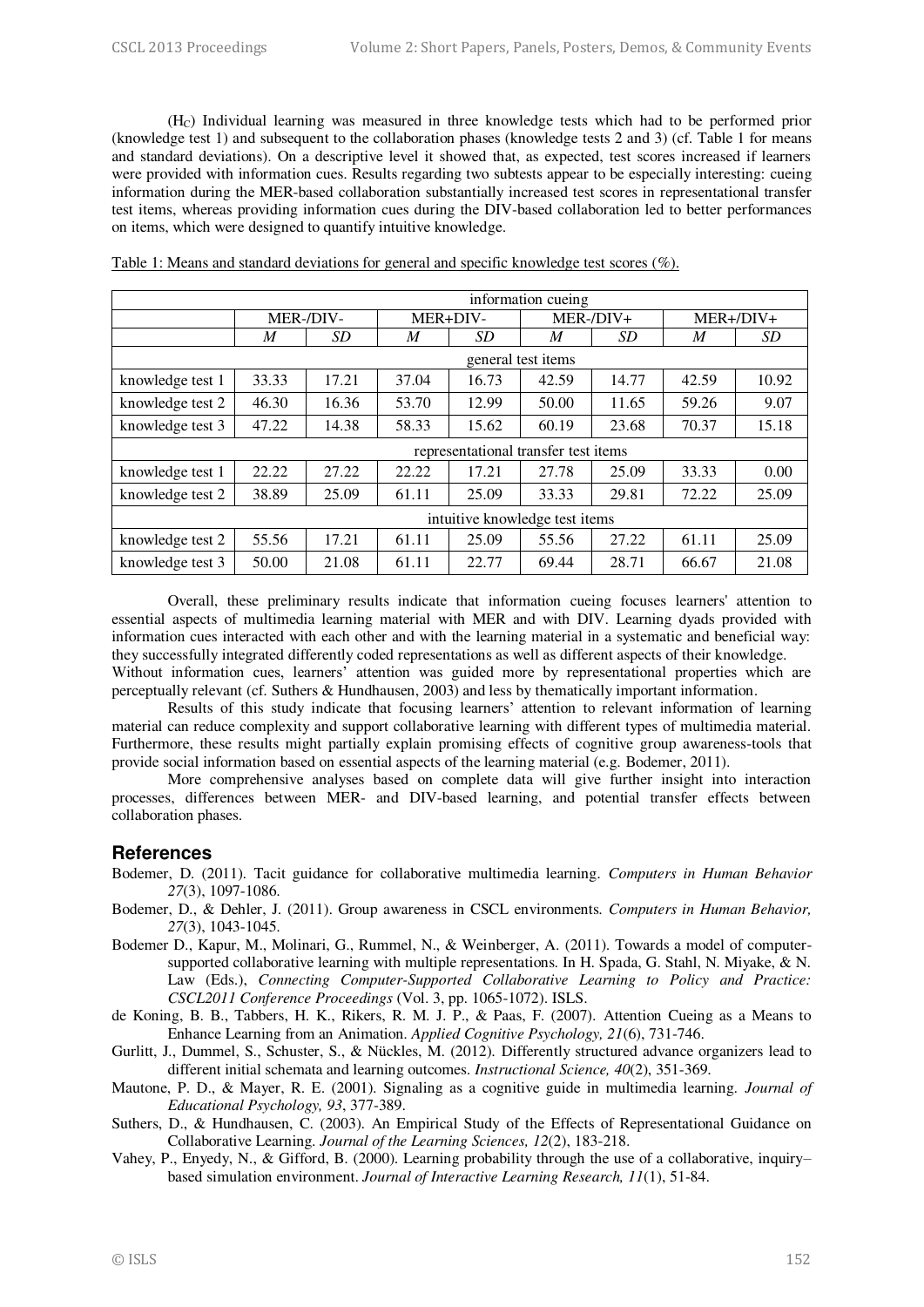($H_C$) Individual learning was measured in three knowledge tests which had to be performed prior (knowledge test 1) and subsequent to the collaboration phases (knowledge tests 2 and 3) (cf. Table 1 for means and standard deviations). On a descriptive level it showed that, as expected, test scores increased if learners were provided with information cues. Results regarding two subtests appear to be especially interesting: cueing information during the MER-based collaboration substantially increased test scores in representational transfer test items, whereas providing information cues during the DIV-based collaboration led to better performances on items, which were designed to quantify intuitive knowledge.

Table 1: Means and standard deviations for general and specific knowledge test scores (%).

| | information cueing | | | | | | | |
|---|---|---|---|---|---|---|---|---|
| | MER-/DIV- | | MER+DIV- | | MER-/DIV+ | | MER+/DIV+ | |
| | *M* | *SD* | *M* | *SD* | *M* | *SD* | *M* | *SD* |
| | general test items | | | | | | | |
| knowledge test 1 | 33.33 | 17.21 | 37.04 | 16.73 | 42.59 | 14.77 | 42.59 | 10.92 |
| knowledge test 2 | 46.30 | 16.36 | 53.70 | 12.99 | 50.00 | 11.65 | 59.26 | 9.07 |
| knowledge test 3 | 47.22 | 14.38 | 58.33 | 15.62 | 60.19 | 23.68 | 70.37 | 15.18 |
| | representational transfer test items | | | | | | | |
| knowledge test 1 | 22.22 | 27.22 | 22.22 | 17.21 | 27.78 | 25.09 | 33.33 | 0.00 |
| knowledge test 2 | 38.89 | 25.09 | 61.11 | 25.09 | 33.33 | 29.81 | 72.22 | 25.09 |
| | intuitive knowledge test items | | | | | | | |
| knowledge test 2 | 55.56 | 17.21 | 61.11 | 25.09 | 55.56 | 27.22 | 61.11 | 25.09 |
| knowledge test 3 | 50.00 | 21.08 | 61.11 | 22.77 | 69.44 | 28.71 | 66.67 | 21.08 |

Overall, these preliminary results indicate that information cueing focuses learners' attention to essential aspects of multimedia learning material with MER and with DIV. Learning dyads provided with information cues interacted with each other and with the learning material in a systematic and beneficial way: they successfully integrated differently coded representations as well as different aspects of their knowledge. Without information cues, learners' attention was guided more by representational properties which are perceptually relevant (cf. Suthers & Hundhausen, 2003) and less by thematically important information.

Results of this study indicate that focusing learners' attention to relevant information of learning material can reduce complexity and support collaborative learning with different types of multimedia material. Furthermore, these results might partially explain promising effects of cognitive group awareness-tools that provide social information based on essential aspects of the learning material (e.g. Bodemer, 2011).

More comprehensive analyses based on complete data will give further insight into interaction processes, differences between MER- and DIV-based learning, and potential transfer effects between collaboration phases.

## References

Bodemer, D. (2011). Tacit guidance for collaborative multimedia learning. *Computers in Human Behavior 27*(3), 1097-1086.

Bodemer, D., & Dehler, J. (2011). Group awareness in CSCL environments. *Computers in Human Behavior, 27*(3), 1043-1045.

Bodemer D., Kapur, M., Molinari, G., Rummel, N., & Weinberger, A. (2011). Towards a model of computer-supported collaborative learning with multiple representations. In H. Spada, G. Stahl, N. Miyake, & N. Law (Eds.), *Connecting Computer-Supported Collaborative Learning to Policy and Practice: CSCL2011 Conference Proceedings* (Vol. 3, pp. 1065-1072). ISLS.

de Koning, B. B., Tabbers, H. K., Rikers, R. M. J. P., & Paas, F. (2007). Attention Cueing as a Means to Enhance Learning from an Animation. *Applied Cognitive Psychology, 21*(6), 731-746.

Gurlitt, J., Dummel, S., Schuster, S., & Nückles, M. (2012). Differently structured advance organizers lead to different initial schemata and learning outcomes. *Instructional Science, 40*(2), 351-369.

Mautone, P. D., & Mayer, R. E. (2001). Signaling as a cognitive guide in multimedia learning. *Journal of Educational Psychology, 93*, 377-389.

Suthers, D., & Hundhausen, C. (2003). An Empirical Study of the Effects of Representational Guidance on Collaborative Learning. *Journal of the Learning Sciences, 12*(2), 183-218.

Vahey, P., Enyedy, N., & Gifford, B. (2000). Learning probability through the use of a collaborative, inquiry–based simulation environment. *Journal of Interactive Learning Research, 11*(1), 51-84.